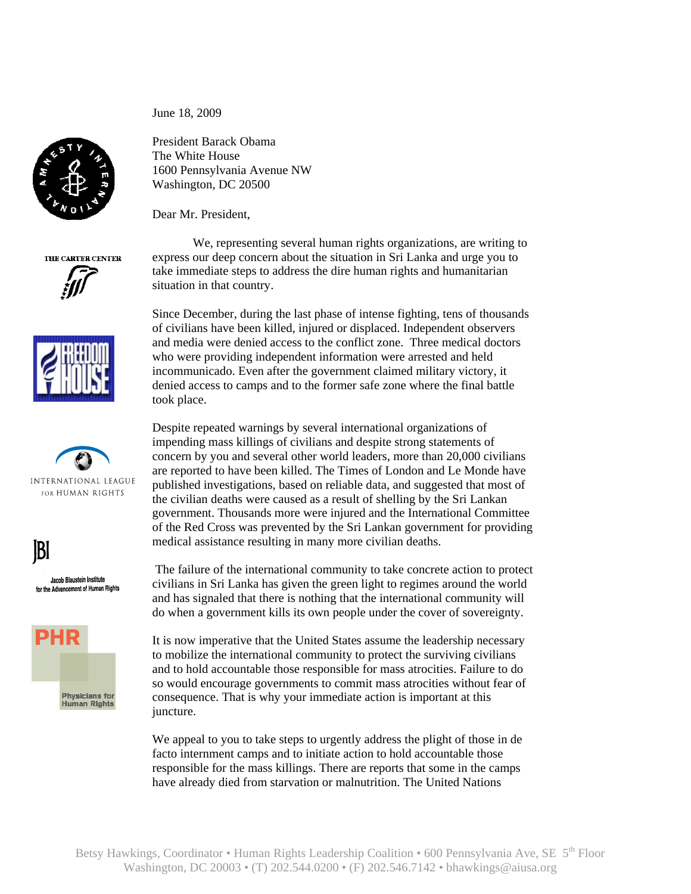June 18, 2009

President Barack Obama
The White House
1600 Pennsylvania Avenue NW
Washington, DC 20500

Dear Mr. President,

We, representing several human rights organizations, are writing to express our deep concern about the situation in Sri Lanka and urge you to take immediate steps to address the dire human rights and humanitarian situation in that country.

Since December, during the last phase of intense fighting, tens of thousands of civilians have been killed, injured or displaced. Independent observers and media were denied access to the conflict zone. Three medical doctors who were providing independent information were arrested and held incommunicado. Even after the government claimed military victory, it denied access to camps and to the former safe zone where the final battle took place.

Despite repeated warnings by several international organizations of impending mass killings of civilians and despite strong statements of concern by you and several other world leaders, more than 20,000 civilians are reported to have been killed. The Times of London and Le Monde have published investigations, based on reliable data, and suggested that most of the civilian deaths were caused as a result of shelling by the Sri Lankan government. Thousands more were injured and the International Committee of the Red Cross was prevented by the Sri Lankan government for providing medical assistance resulting in many more civilian deaths.

The failure of the international community to take concrete action to protect civilians in Sri Lanka has given the green light to regimes around the world and has signaled that there is nothing that the international community will do when a government kills its own people under the cover of sovereignty.

It is now imperative that the United States assume the leadership necessary to mobilize the international community to protect the surviving civilians and to hold accountable those responsible for mass atrocities. Failure to do so would encourage governments to commit mass atrocities without fear of consequence. That is why your immediate action is important at this juncture.

We appeal to you to take steps to urgently address the plight of those in de facto internment camps and to initiate action to hold accountable those responsible for the mass killings. There are reports that some in the camps have already died from starvation or malnutrition. The United Nations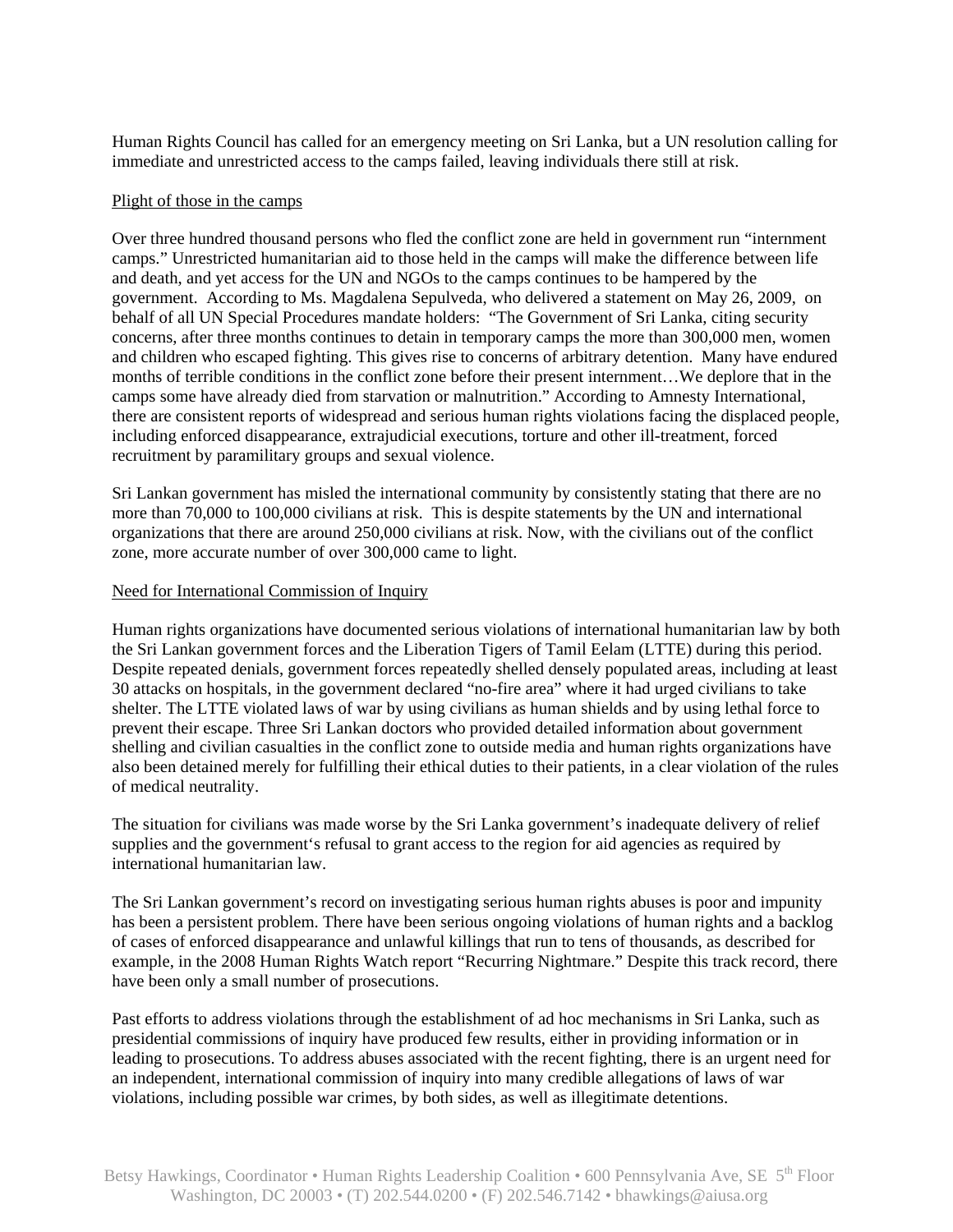Human Rights Council has called for an emergency meeting on Sri Lanka, but a UN resolution calling for immediate and unrestricted access to the camps failed, leaving individuals there still at risk.

<u>Plight of those in the camps</u>

Over three hundred thousand persons who fled the conflict zone are held in government run "internment camps." Unrestricted humanitarian aid to those held in the camps will make the difference between life and death, and yet access for the UN and NGOs to the camps continues to be hampered by the government. According to Ms. Magdalena Sepulveda, who delivered a statement on May 26, 2009, on behalf of all UN Special Procedures mandate holders: "The Government of Sri Lanka, citing security concerns, after three months continues to detain in temporary camps the more than 300,000 men, women and children who escaped fighting. This gives rise to concerns of arbitrary detention. Many have endured months of terrible conditions in the conflict zone before their present internment…We deplore that in the camps some have already died from starvation or malnutrition." According to Amnesty International, there are consistent reports of widespread and serious human rights violations facing the displaced people, including enforced disappearance, extrajudicial executions, torture and other ill-treatment, forced recruitment by paramilitary groups and sexual violence.

Sri Lankan government has misled the international community by consistently stating that there are no more than 70,000 to 100,000 civilians at risk. This is despite statements by the UN and international organizations that there are around 250,000 civilians at risk. Now, with the civilians out of the conflict zone, more accurate number of over 300,000 came to light.

<u>Need for International Commission of Inquiry</u>

Human rights organizations have documented serious violations of international humanitarian law by both the Sri Lankan government forces and the Liberation Tigers of Tamil Eelam (LTTE) during this period. Despite repeated denials, government forces repeatedly shelled densely populated areas, including at least 30 attacks on hospitals, in the government declared "no-fire area" where it had urged civilians to take shelter. The LTTE violated laws of war by using civilians as human shields and by using lethal force to prevent their escape. Three Sri Lankan doctors who provided detailed information about government shelling and civilian casualties in the conflict zone to outside media and human rights organizations have also been detained merely for fulfilling their ethical duties to their patients, in a clear violation of the rules of medical neutrality.

The situation for civilians was made worse by the Sri Lanka government's inadequate delivery of relief supplies and the government's refusal to grant access to the region for aid agencies as required by international humanitarian law.

The Sri Lankan government's record on investigating serious human rights abuses is poor and impunity has been a persistent problem. There have been serious ongoing violations of human rights and a backlog of cases of enforced disappearance and unlawful killings that run to tens of thousands, as described for example, in the 2008 Human Rights Watch report "Recurring Nightmare." Despite this track record, there have been only a small number of prosecutions.

Past efforts to address violations through the establishment of ad hoc mechanisms in Sri Lanka, such as presidential commissions of inquiry have produced few results, either in providing information or in leading to prosecutions. To address abuses associated with the recent fighting, there is an urgent need for an independent, international commission of inquiry into many credible allegations of laws of war violations, including possible war crimes, by both sides, as well as illegitimate detentions.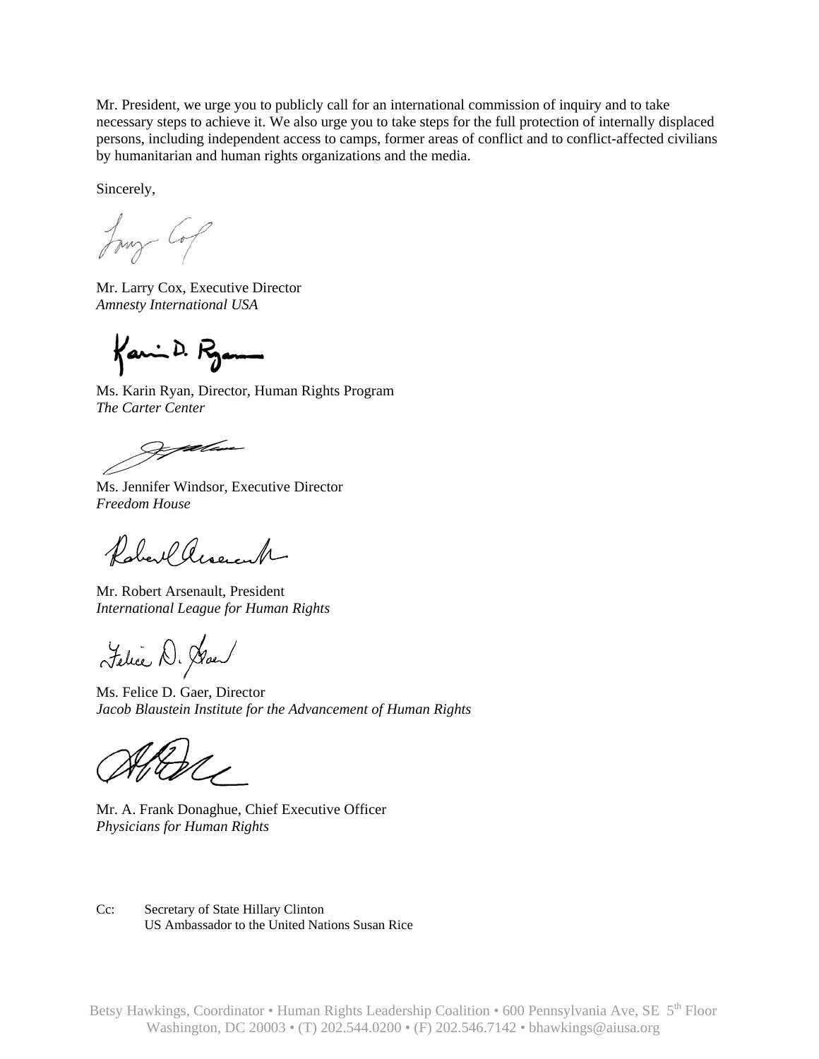Mr. President, we urge you to publicly call for an international commission of inquiry and to take necessary steps to achieve it. We also urge you to take steps for the full protection of internally displaced persons, including independent access to camps, former areas of conflict and to conflict-affected civilians by humanitarian and human rights organizations and the media.

Sincerely,

Mr. Larry Cox, Executive Director  
*Amnesty International USA*

Ms. Karin Ryan, Director, Human Rights Program  
*The Carter Center*

Ms. Jennifer Windsor, Executive Director  
*Freedom House*

Mr. Robert Arsenault, President  
*International League for Human Rights*

Ms. Felice D. Gaer, Director  
*Jacob Blaustein Institute for the Advancement of Human Rights*

Mr. A. Frank Donaghue, Chief Executive Officer  
*Physicians for Human Rights*

Cc: Secretary of State Hillary Clinton  
US Ambassador to the United Nations Susan Rice

Betsy Hawkings, Coordinator • Human Rights Leadership Coalition • 600 Pennsylvania Ave, SE 5th Floor  
Washington, DC 20003 • (T) 202.544.0200 • (F) 202.546.7142 • bhawkings@aiusa.org